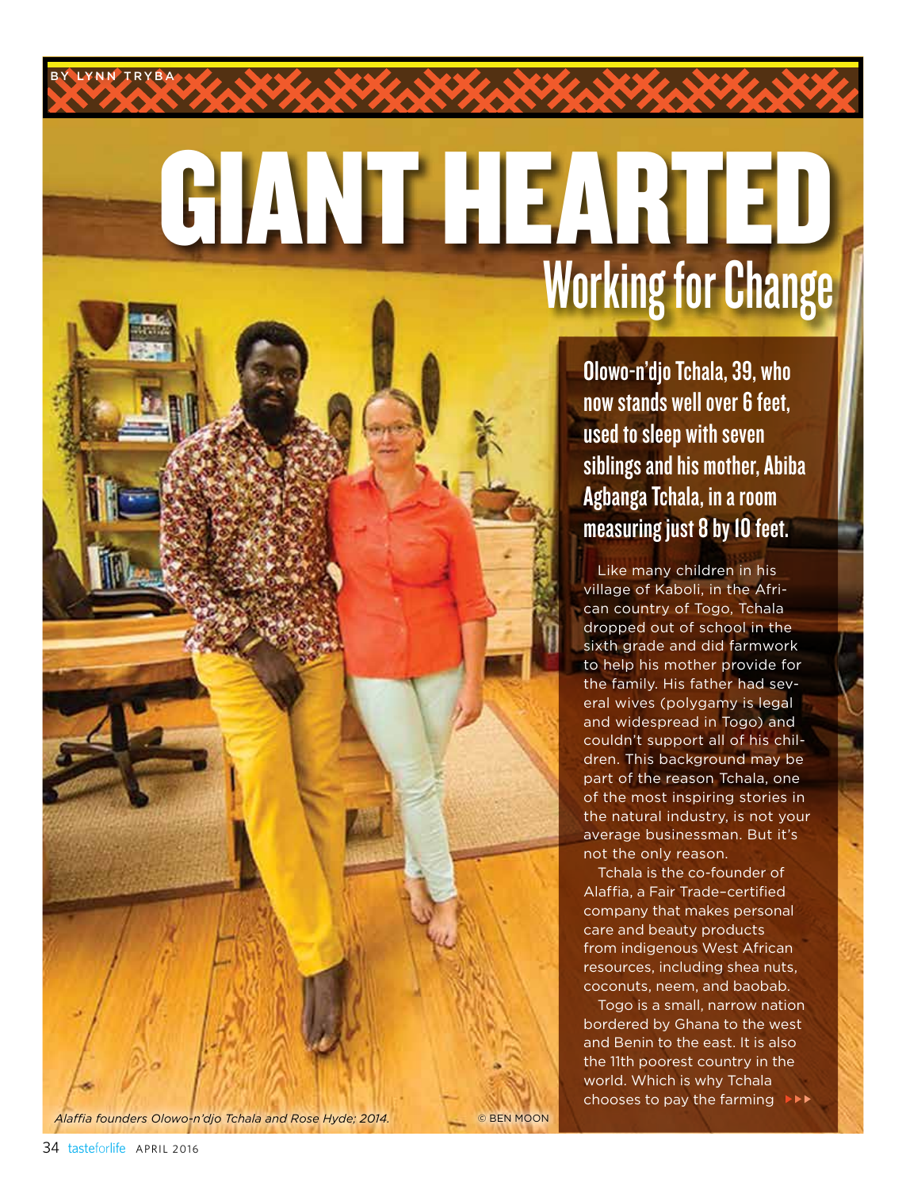BY LYNN TRYBA

# GIANT HEARTED

## Working for Change

**Olowo-n'djo Tchala, 39, who now stands well over 6 feet, used to sleep with seven siblings and his mother, Abiba Agbanga Tchala, in a room measuring just 8 by 10 feet.**

Like many children in his village of Kaboli, in the African country of Togo, Tchala dropped out of school in the sixth grade and did farmwork to help his mother provide for the family. His father had several wives (polygamy is legal and widespread in Togo) and couldn't support all of his children. This background may be part of the reason Tchala, one of the most inspiring stories in the natural industry, is not your average businessman. But it's not the only reason.

Tchala is the co-founder of Alaffia, a Fair Trade–certified company that makes personal care and beauty products from indigenous West African resources, including shea nuts, coconuts, neem, and baobab.

Togo is a small, narrow nation bordered by Ghana to the west and Benin to the east. It is also the 11th poorest country in the world. Which is why Tchala chooses to pay the farming ▸▸▸

*Alaffia founders Olowo-n'djo Tchala and Rose Hyde; 2014.* © BEN MOON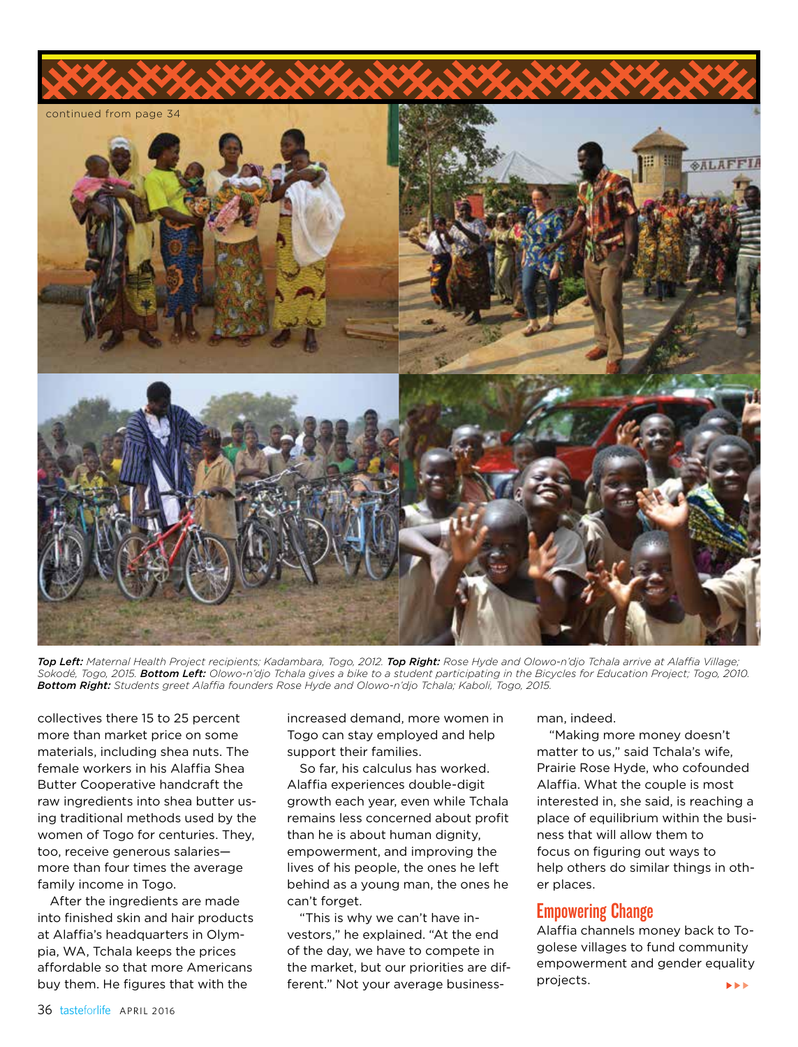continued from page 34

***Top Left:*** *Maternal Health Project recipients; Kadambara, Togo, 2012.* ***Top Right:*** *Rose Hyde and Olowo-n'djo Tchala arrive at Alaffia Village; Sokodé, Togo, 2015.* ***Bottom Left:*** *Olowo-n'djo Tchala gives a bike to a student participating in the Bicycles for Education Project; Togo, 2010.* ***Bottom Right:*** *Students greet Alaffia founders Rose Hyde and Olowo-n'djo Tchala; Kaboli, Togo, 2015.*

collectives there 15 to 25 percent more than market price on some materials, including shea nuts. The female workers in his Alaffia Shea Butter Cooperative handcraft the raw ingredients into shea butter using traditional methods used by the women of Togo for centuries. They, too, receive generous salaries—more than four times the average family income in Togo.

After the ingredients are made into finished skin and hair products at Alaffia's headquarters in Olympia, WA, Tchala keeps the prices affordable so that more Americans buy them. He figures that with the increased demand, more women in Togo can stay employed and help support their families.

So far, his calculus has worked. Alaffia experiences double-digit growth each year, even while Tchala remains less concerned about profit than he is about human dignity, empowerment, and improving the lives of his people, the ones he left behind as a young man, the ones he can't forget.

"This is why we can't have investors," he explained. "At the end of the day, we have to compete in the market, but our priorities are different." Not your average businessman, indeed.

"Making more money doesn't matter to us," said Tchala's wife, Prairie Rose Hyde, who cofounded Alaffia. What the couple is most interested in, she said, is reaching a place of equilibrium within the business that will allow them to focus on figuring out ways to help others do similar things in other places.

## Empowering Change

Alaffia channels money back to Togolese villages to fund community empowerment and gender equality projects.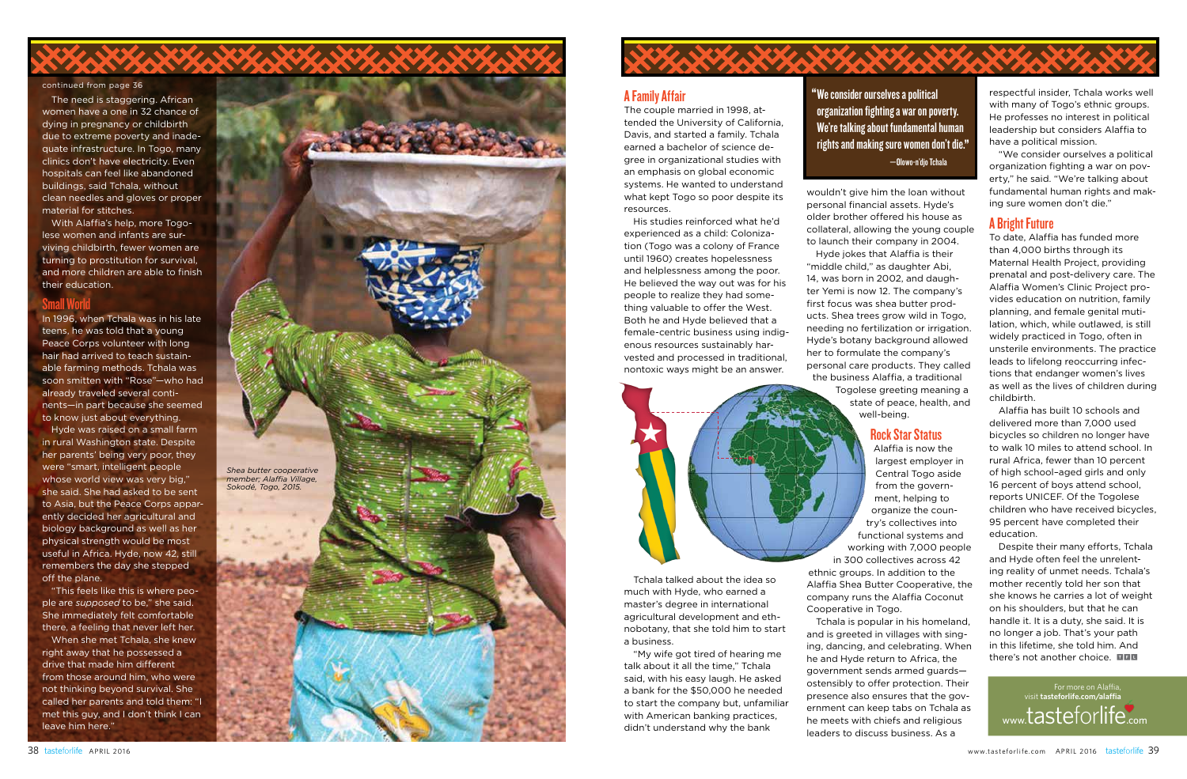continued from page 36

The need is staggering. African women have a one in 32 chance of dying in pregnancy or childbirth due to extreme poverty and inadequate infrastructure. In Togo, many clinics don't have electricity. Even hospitals can feel like abandoned buildings, said Tchala, without clean needles and gloves or proper material for stitches.

With Alaffia's help, more Togolese women and infants are surviving childbirth, fewer women are turning to prostitution for survival, and more children are able to finish their education.

## Small World

In 1996, when Tchala was in his late teens, he was told that a young Peace Corps volunteer with long hair had arrived to teach sustainable farming methods. Tchala was soon smitten with "Rose"—who had already traveled several continents—in part because she seemed to know just about everything.

Hyde was raised on a small farm in rural Washington state. Despite her parents' being very poor, they were "smart, intelligent people whose world view was very big," she said. She had asked to be sent to Asia, but the Peace Corps apparently decided her agricultural and biology background as well as her physical strength would be most useful in Africa. Hyde, now 42, still remembers the day she stepped off the plane.

"This feels like this is where people are *supposed* to be," she said. She immediately felt comfortable there, a feeling that never left her.

When she met Tchala, she knew right away that he possessed a drive that made him different from those around him, who were not thinking beyond survival. She called her parents and told them: "I met this guy, and I don't think I can leave him here."

*Shea butter cooperative member; Alaffia Village, Sokodé, Togo, 2015.*

## A Family Affair

The couple married in 1998, attended the University of California, Davis, and started a family. Tchala earned a bachelor of science degree in organizational studies with an emphasis on global economic systems. He wanted to understand what kept Togo so poor despite its resources.

His studies reinforced what he'd experienced as a child: Colonization (Togo was a colony of France until 1960) creates hopelessness and helplessness among the poor. He believed the way out was for his people to realize they had something valuable to offer the West. Both he and Hyde believed that a female-centric business using indigenous resources sustainably harvested and processed in traditional, nontoxic ways might be an answer.

Tchala talked about the idea so much with Hyde, who earned a master's degree in international agricultural development and ethnobotany, that she told him to start a business.

"My wife got tired of hearing me talk about it all the time," Tchala said, with his easy laugh. He asked a bank for the $50,000 he needed to start the company but, unfamiliar with American banking practices, didn't understand why the bank wouldn't give him the loan without personal financial assets. Hyde's older brother offered his house as collateral, allowing the young couple to launch their company in 2004.

> **"We consider ourselves a political organization fighting a war on poverty. We're talking about fundamental human rights and making sure women don't die."**
> —Olowo-n'djo Tchala

Hyde jokes that Alaffia is their "middle child," as daughter Abi, 14, was born in 2002, and daughter Yemi is now 12. The company's first focus was shea butter products. Shea trees grow wild in Togo, needing no fertilization or irrigation. Hyde's botany background allowed her to formulate the company's personal care products. They called the business Alaffia, a traditional Togolese greeting meaning a state of peace, health, and well-being.

## Rock Star Status

Alaffia is now the largest employer in Central Togo aside from the government, helping to organize the country's collectives into functional systems and working with 7,000 people in 300 collectives across 42 ethnic groups. In addition to the Alaffia Shea Butter Cooperative, the company runs the Alaffia Coconut Cooperative in Togo.

Tchala is popular in his homeland, and is greeted in villages with singing, dancing, and celebrating. When he and Hyde return to Africa, the government sends armed guards—ostensibly to offer protection. Their presence also ensures that the government can keep tabs on Tchala as he meets with chiefs and religious leaders to discuss business. As a respectful insider, Tchala works well with many of Togo's ethnic groups. He professes no interest in political leadership but considers Alaffia to have a political mission.

"We consider ourselves a political organization fighting a war on poverty," he said. "We're talking about fundamental human rights and making sure women don't die."

## A Bright Future

To date, Alaffia has funded more than 4,000 births through its Maternal Health Project, providing prenatal and post-delivery care. The Alaffia Women's Clinic Project provides education on nutrition, family planning, and female genital mutilation, which, while outlawed, is still widely practiced in Togo, often in unsterile environments. The practice leads to lifelong reoccurring infections that endanger women's lives as well as the lives of children during childbirth.

Alaffia has built 10 schools and delivered more than 7,000 used bicycles so children no longer have to walk 10 miles to attend school. In rural Africa, fewer than 10 percent of high school–aged girls and only 16 percent of boys attend school, reports UNICEF. Of the Togolese children who have received bicycles, 95 percent have completed their education.

Despite their many efforts, Tchala and Hyde often feel the unrelenting reality of unmet needs. Tchala's mother recently told her son that she knows he carries a lot of weight on his shoulders, but that he can handle it. It is a duty, she said. It is no longer a job. That's your path in this lifetime, she told him. And there's not another choice.

For more on Alaffia, visit **tasteforlife.com/alaffia**

www.tasteforlife.com